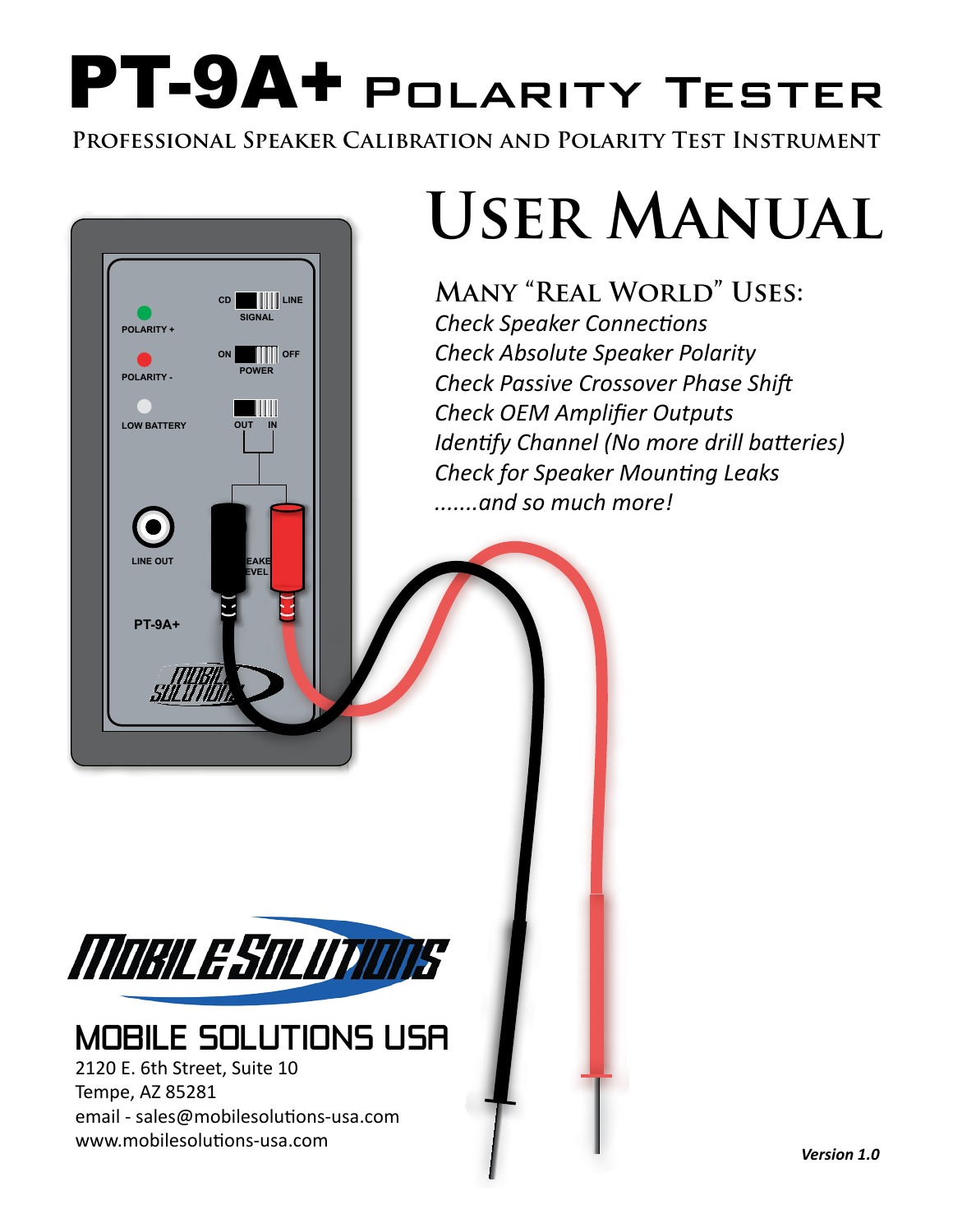# PT-9A+ Polarity Tester

**Professional Speaker Calibration and Polarity Test Instrument**

# User Manual

## Many "Real World" Uses:

*Check Speaker Connections*
*Check Absolute Speaker Polarity*
*Check Passive Crossover Phase Shift*
*Check OEM Amplifier Outputs*
*Identify Channel (No more drill batteries)*
*Check for Speaker Mounting Leaks*
*.......and so much more!*

## MOBILE SOLUTIONS USA

2120 E. 6th Street, Suite 10
Tempe, AZ 85281
email - sales@mobilesolutions-usa.com
www.mobilesolutions-usa.com

***Version 1.0***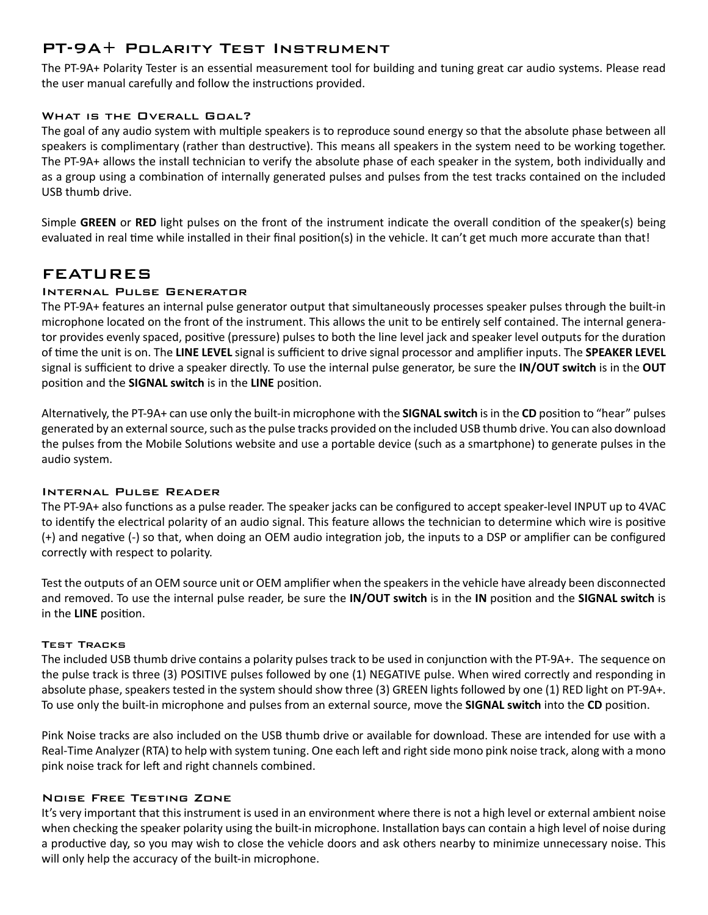# PT-9A+ Polarity Test Instrument

The PT-9A+ Polarity Tester is an essential measurement tool for building and tuning great car audio systems. Please read the user manual carefully and follow the instructions provided.

### What is the Overall Goal?

The goal of any audio system with multiple speakers is to reproduce sound energy so that the absolute phase between all speakers is complimentary (rather than destructive). This means all speakers in the system need to be working together. The PT-9A+ allows the install technician to verify the absolute phase of each speaker in the system, both individually and as a group using a combination of internally generated pulses and pulses from the test tracks contained on the included USB thumb drive.

Simple **GREEN** or **RED** light pulses on the front of the instrument indicate the overall condition of the speaker(s) being evaluated in real time while installed in their final position(s) in the vehicle. It can't get much more accurate than that!

## FEATURES

### Internal Pulse Generator

The PT-9A+ features an internal pulse generator output that simultaneously processes speaker pulses through the built-in microphone located on the front of the instrument. This allows the unit to be entirely self contained. The internal generator provides evenly spaced, positive (pressure) pulses to both the line level jack and speaker level outputs for the duration of time the unit is on. The **LINE LEVEL** signal is sufficient to drive signal processor and amplifier inputs. The **SPEAKER LEVEL** signal is sufficient to drive a speaker directly. To use the internal pulse generator, be sure the **IN/OUT switch** is in the **OUT** position and the **SIGNAL switch** is in the **LINE** position.

Alternatively, the PT-9A+ can use only the built-in microphone with the **SIGNAL switch** is in the **CD** position to "hear" pulses generated by an external source, such as the pulse tracks provided on the included USB thumb drive. You can also download the pulses from the Mobile Solutions website and use a portable device (such as a smartphone) to generate pulses in the audio system.

### Internal Pulse Reader

The PT-9A+ also functions as a pulse reader. The speaker jacks can be configured to accept speaker-level INPUT up to 4VAC to identify the electrical polarity of an audio signal. This feature allows the technician to determine which wire is positive (+) and negative (-) so that, when doing an OEM audio integration job, the inputs to a DSP or amplifier can be configured correctly with respect to polarity.

Test the outputs of an OEM source unit or OEM amplifier when the speakers in the vehicle have already been disconnected and removed. To use the internal pulse reader, be sure the **IN/OUT switch** is in the **IN** position and the **SIGNAL switch** is in the **LINE** position.

### Test Tracks

The included USB thumb drive contains a polarity pulses track to be used in conjunction with the PT-9A+. The sequence on the pulse track is three (3) POSITIVE pulses followed by one (1) NEGATIVE pulse. When wired correctly and responding in absolute phase, speakers tested in the system should show three (3) GREEN lights followed by one (1) RED light on PT-9A+. To use only the built-in microphone and pulses from an external source, move the **SIGNAL switch** into the **CD** position.

Pink Noise tracks are also included on the USB thumb drive or available for download. These are intended for use with a Real-Time Analyzer (RTA) to help with system tuning. One each left and right side mono pink noise track, along with a mono pink noise track for left and right channels combined.

### Noise Free Testing Zone

It's very important that this instrument is used in an environment where there is not a high level or external ambient noise when checking the speaker polarity using the built-in microphone. Installation bays can contain a high level of noise during a productive day, so you may wish to close the vehicle doors and ask others nearby to minimize unnecessary noise. This will only help the accuracy of the built-in microphone.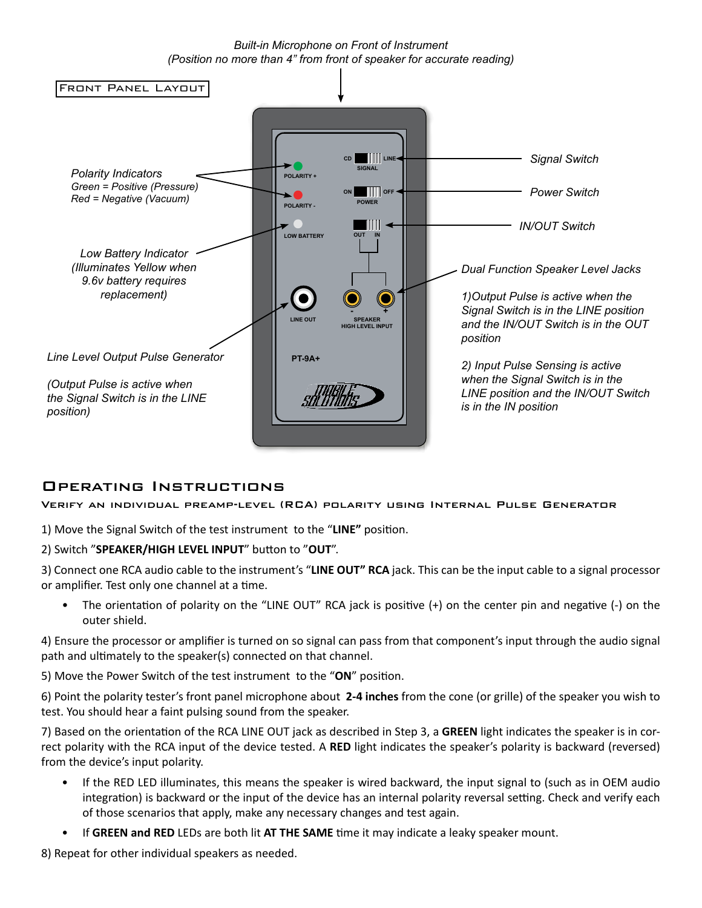Built-in Microphone on Front of Instrument
(Position no more than 4" from front of speaker for accurate reading)

## Front Panel Layout

*Polarity Indicators*
*Green = Positive (Pressure)*
*Red = Negative (Vacuum)*

*Low Battery Indicator (Illuminates Yellow when 9.6v battery requires replacement)*

*Line Level Output Pulse Generator*

*(Output Pulse is active when the Signal Switch is in the LINE position)*

*Signal Switch*

*Power Switch*

*IN/OUT Switch*

*Dual Function Speaker Level Jacks*

*1)Output Pulse is active when the Signal Switch is in the LINE position and the IN/OUT Switch is in the OUT position*

*2) Input Pulse Sensing is active when the Signal Switch is in the LINE position and the IN/OUT Switch is in the IN position*

POLARITY +
POLARITY -
LOW BATTERY
CD SIGNAL LINE
ON POWER OFF
OUT IN
LINE OUT
SPEAKER HIGH LEVEL INPUT
PT-9A+
MOBILE SOLUTIONS

# Operating Instructions

## Verify an individual preamp-level (RCA) polarity using Internal Pulse Generator

1) Move the Signal Switch of the test instrument to the "**LINE"** position.

2) Switch "**SPEAKER/HIGH LEVEL INPUT**" button to "**OUT**".

3) Connect one RCA audio cable to the instrument's "**LINE OUT" RCA** jack. This can be the input cable to a signal processor or amplifier. Test only one channel at a time.

- The orientation of polarity on the "LINE OUT" RCA jack is positive (+) on the center pin and negative (-) on the outer shield.

4) Ensure the processor or amplifier is turned on so signal can pass from that component's input through the audio signal path and ultimately to the speaker(s) connected on that channel.

5) Move the Power Switch of the test instrument to the "**ON**" position.

6) Point the polarity tester's front panel microphone about **2-4 inches** from the cone (or grille) of the speaker you wish to test. You should hear a faint pulsing sound from the speaker.

7) Based on the orientation of the RCA LINE OUT jack as described in Step 3, a **GREEN** light indicates the speaker is in correct polarity with the RCA input of the device tested. A **RED** light indicates the speaker's polarity is backward (reversed) from the device's input polarity.

- If the RED LED illuminates, this means the speaker is wired backward, the input signal to (such as in OEM audio integration) is backward or the input of the device has an internal polarity reversal setting. Check and verify each of those scenarios that apply, make any necessary changes and test again.
- If **GREEN and RED** LEDs are both lit **AT THE SAME** time it may indicate a leaky speaker mount.

8) Repeat for other individual speakers as needed.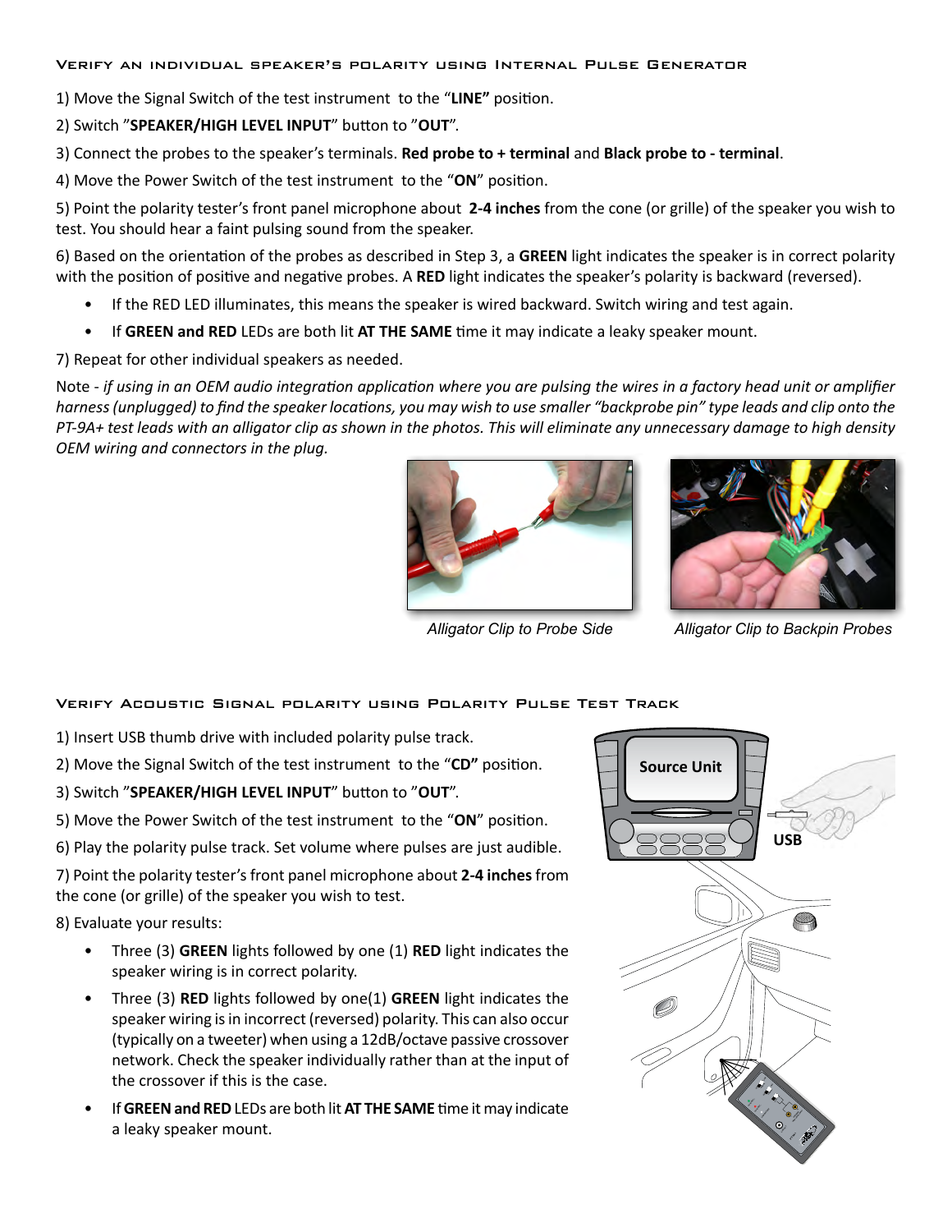## Verify an individual speaker's polarity using Internal Pulse Generator

1) Move the Signal Switch of the test instrument to the "**LINE**" position.

2) Switch "**SPEAKER/HIGH LEVEL INPUT**" button to "**OUT**".

3) Connect the probes to the speaker's terminals. **Red probe to + terminal** and **Black probe to - terminal**.

4) Move the Power Switch of the test instrument to the "**ON**" position.

5) Point the polarity tester's front panel microphone about **2-4 inches** from the cone (or grille) of the speaker you wish to test. You should hear a faint pulsing sound from the speaker.

6) Based on the orientation of the probes as described in Step 3, a **GREEN** light indicates the speaker is in correct polarity with the position of positive and negative probes. A **RED** light indicates the speaker's polarity is backward (reversed).

- If the RED LED illuminates, this means the speaker is wired backward. Switch wiring and test again.
- If **GREEN and RED** LEDs are both lit **AT THE SAME** time it may indicate a leaky speaker mount.

7) Repeat for other individual speakers as needed.

Note - *if using in an OEM audio integration application where you are pulsing the wires in a factory head unit or amplifier harness (unplugged) to find the speaker locations, you may wish to use smaller "backprobe pin" type leads and clip onto the PT-9A+ test leads with an alligator clip as shown in the photos. This will eliminate any unnecessary damage to high density OEM wiring and connectors in the plug.*

*Alligator Clip to Probe Side*

*Alligator Clip to Backpin Probes*

## Verify Acoustic Signal polarity using Polarity Pulse Test Track

1) Insert USB thumb drive with included polarity pulse track.

2) Move the Signal Switch of the test instrument to the "**CD**" position.

3) Switch "**SPEAKER/HIGH LEVEL INPUT**" button to "**OUT**".

5) Move the Power Switch of the test instrument to the "**ON**" position.

6) Play the polarity pulse track. Set volume where pulses are just audible.

7) Point the polarity tester's front panel microphone about **2-4 inches** from the cone (or grille) of the speaker you wish to test.

8) Evaluate your results:

- Three (3) **GREEN** lights followed by one (1) **RED** light indicates the speaker wiring is in correct polarity.
- Three (3) **RED** lights followed by one(1) **GREEN** light indicates the speaker wiring is in incorrect (reversed) polarity. This can also occur (typically on a tweeter) when using a 12dB/octave passive crossover network. Check the speaker individually rather than at the input of the crossover if this is the case.
- If **GREEN and RED** LEDs are both lit **AT THE SAME** time it may indicate a leaky speaker mount.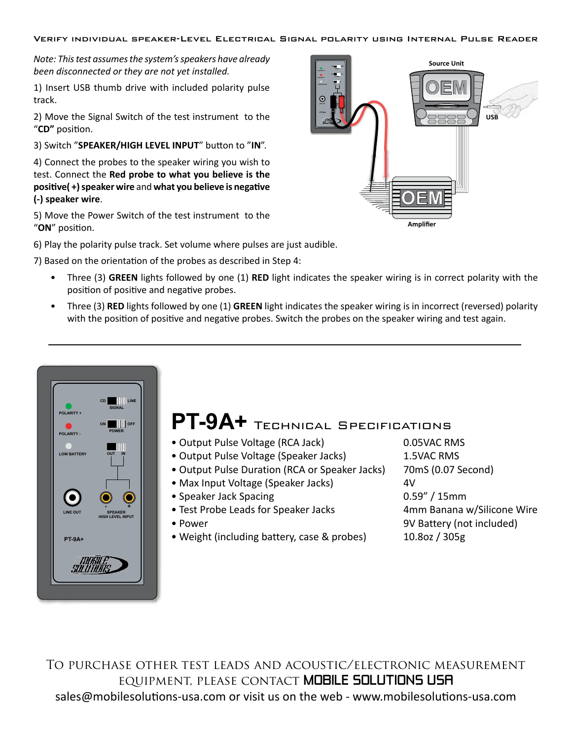## Verify individual speaker-Level Electrical Signal polarity using Internal Pulse Reader

*Note: This test assumes the system's speakers have already been disconnected or they are not yet installed.*

1) Insert USB thumb drive with included polarity pulse track.

2) Move the Signal Switch of the test instrument to the "**CD**" position.

3) Switch "**SPEAKER/HIGH LEVEL INPUT**" button to "**IN**".

4) Connect the probes to the speaker wiring you wish to test. Connect the **Red probe to what you believe is the positive( +) speaker wire** and **what you believe is negative (-) speaker wire**.

5) Move the Power Switch of the test instrument to the "**ON**" position.

Source Unit

OEM

USB

OEM

Amplifier

6) Play the polarity pulse track. Set volume where pulses are just audible.

7) Based on the orientation of the probes as described in Step 4:

- Three (3) **GREEN** lights followed by one (1) **RED** light indicates the speaker wiring is in correct polarity with the position of positive and negative probes.
- Three (3) **RED** lights followed by one (1) **GREEN** light indicates the speaker wiring is in incorrect (reversed) polarity with the position of positive and negative probes. Switch the probes on the speaker wiring and test again.

---

POLARITY +

POLARITY -

LOW BATTERY

CD SIGNAL LINE

ON POWER OFF

OUT IN

LINE OUT

- SPEAKER HIGH LEVEL INPUT +

PT-9A+

MOBILE SOLUTIONS

## PT-9A+ Technical Specifications

| | |
|---|---|
| • Output Pulse Voltage (RCA Jack) | 0.05VAC RMS |
| • Output Pulse Voltage (Speaker Jacks) | 1.5VAC RMS |
| • Output Pulse Duration (RCA or Speaker Jacks) | 70mS (0.07 Second) |
| • Max Input Voltage (Speaker Jacks) | 4V |
| • Speaker Jack Spacing | 0.59" / 15mm |
| • Test Probe Leads for Speaker Jacks | 4mm Banana w/Silicone Wire |
| • Power | 9V Battery (not included) |
| • Weight (including battery, case & probes) | 10.8oz / 305g |

To purchase other test leads and acoustic/electronic measurement equipment, please contact **MOBILE SOLUTIONS USA**

sales@mobilesolutions-usa.com or visit us on the web - www.mobilesolutions-usa.com